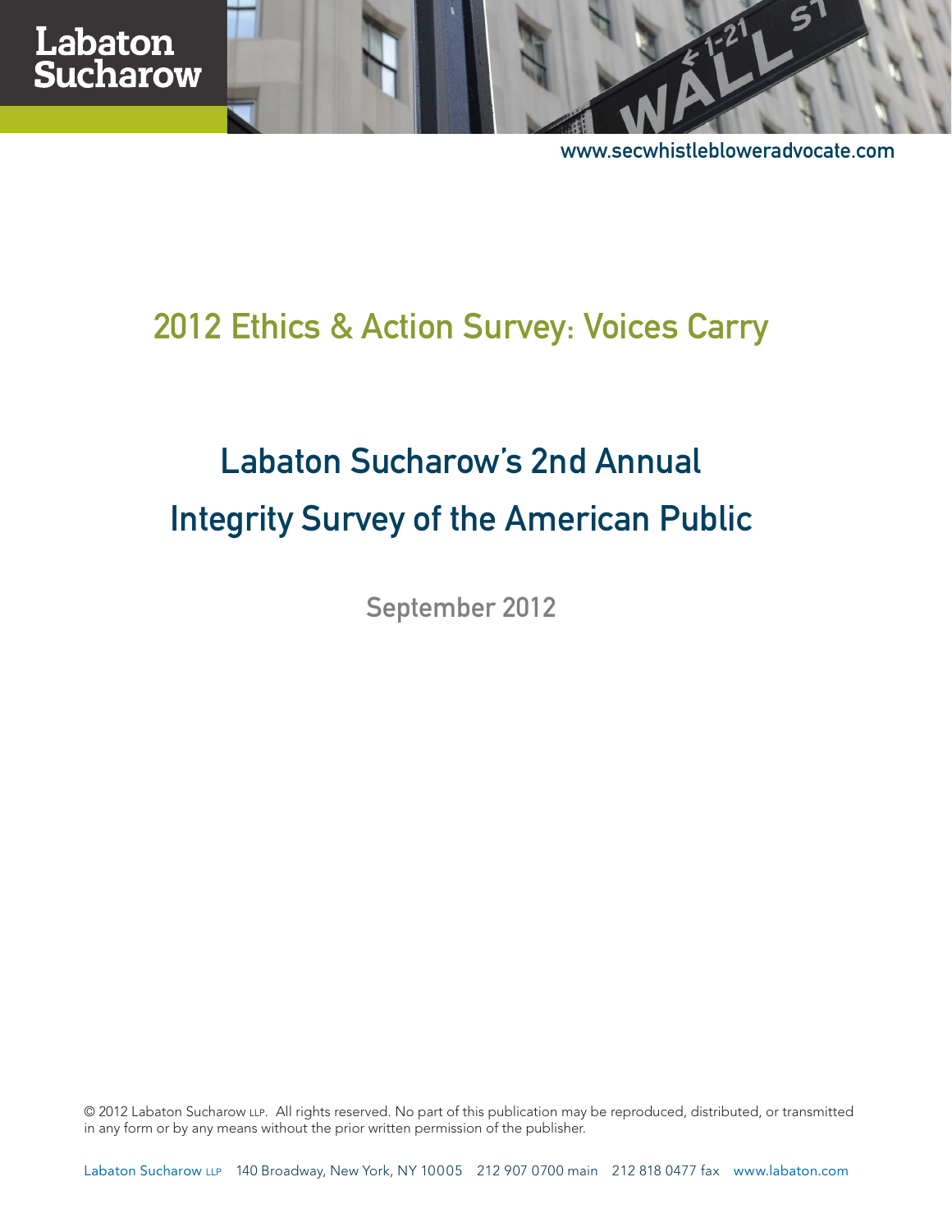Labaton Sucharow

www.secwhistlebloweradvocate.com

# 2012 Ethics & Action Survey: Voices Carry

## Labaton Sucharow's 2nd Annual Integrity Survey of the American Public

September 2012

© 2012 Labaton Sucharow LLP. All rights reserved. No part of this publication may be reproduced, distributed, or transmitted in any form or by any means without the prior written permission of the publisher.

Labaton Sucharow LLP 140 Broadway, New York, NY 10005 212 907 0700 main 212 818 0477 fax www.labaton.com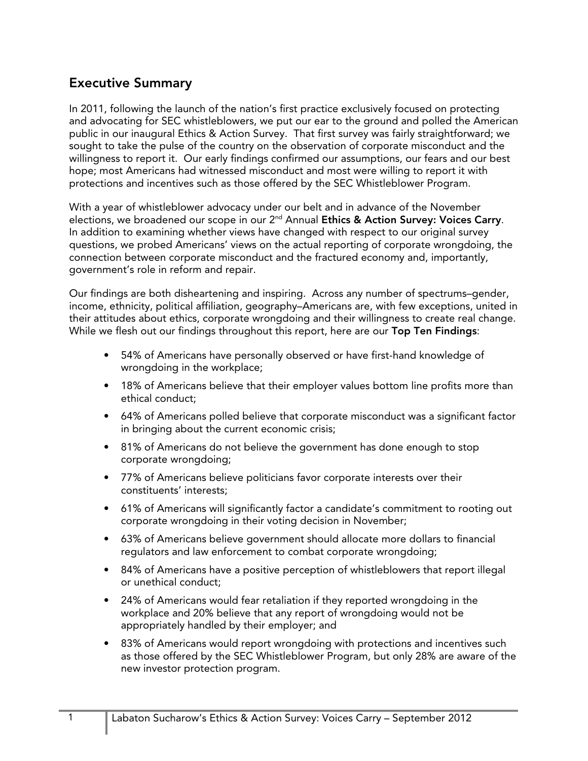## Executive Summary

In 2011, following the launch of the nation's first practice exclusively focused on protecting and advocating for SEC whistleblowers, we put our ear to the ground and polled the American public in our inaugural Ethics & Action Survey. That first survey was fairly straightforward; we sought to take the pulse of the country on the observation of corporate misconduct and the willingness to report it. Our early findings confirmed our assumptions, our fears and our best hope; most Americans had witnessed misconduct and most were willing to report it with protections and incentives such as those offered by the SEC Whistleblower Program.

With a year of whistleblower advocacy under our belt and in advance of the November elections, we broadened our scope in our 2nd Annual **Ethics & Action Survey: Voices Carry**. In addition to examining whether views have changed with respect to our original survey questions, we probed Americans' views on the actual reporting of corporate wrongdoing, the connection between corporate misconduct and the fractured economy and, importantly, government's role in reform and repair.

Our findings are both disheartening and inspiring. Across any number of spectrums–gender, income, ethnicity, political affiliation, geography–Americans are, with few exceptions, united in their attitudes about ethics, corporate wrongdoing and their willingness to create real change. While we flesh out our findings throughout this report, here are our **Top Ten Findings**:

- 54% of Americans have personally observed or have first-hand knowledge of wrongdoing in the workplace;
- 18% of Americans believe that their employer values bottom line profits more than ethical conduct;
- 64% of Americans polled believe that corporate misconduct was a significant factor in bringing about the current economic crisis;
- 81% of Americans do not believe the government has done enough to stop corporate wrongdoing;
- 77% of Americans believe politicians favor corporate interests over their constituents' interests;
- 61% of Americans will significantly factor a candidate's commitment to rooting out corporate wrongdoing in their voting decision in November;
- 63% of Americans believe government should allocate more dollars to financial regulators and law enforcement to combat corporate wrongdoing;
- 84% of Americans have a positive perception of whistleblowers that report illegal or unethical conduct;
- 24% of Americans would fear retaliation if they reported wrongdoing in the workplace and 20% believe that any report of wrongdoing would not be appropriately handled by their employer; and
- 83% of Americans would report wrongdoing with protections and incentives such as those offered by the SEC Whistleblower Program, but only 28% are aware of the new investor protection program.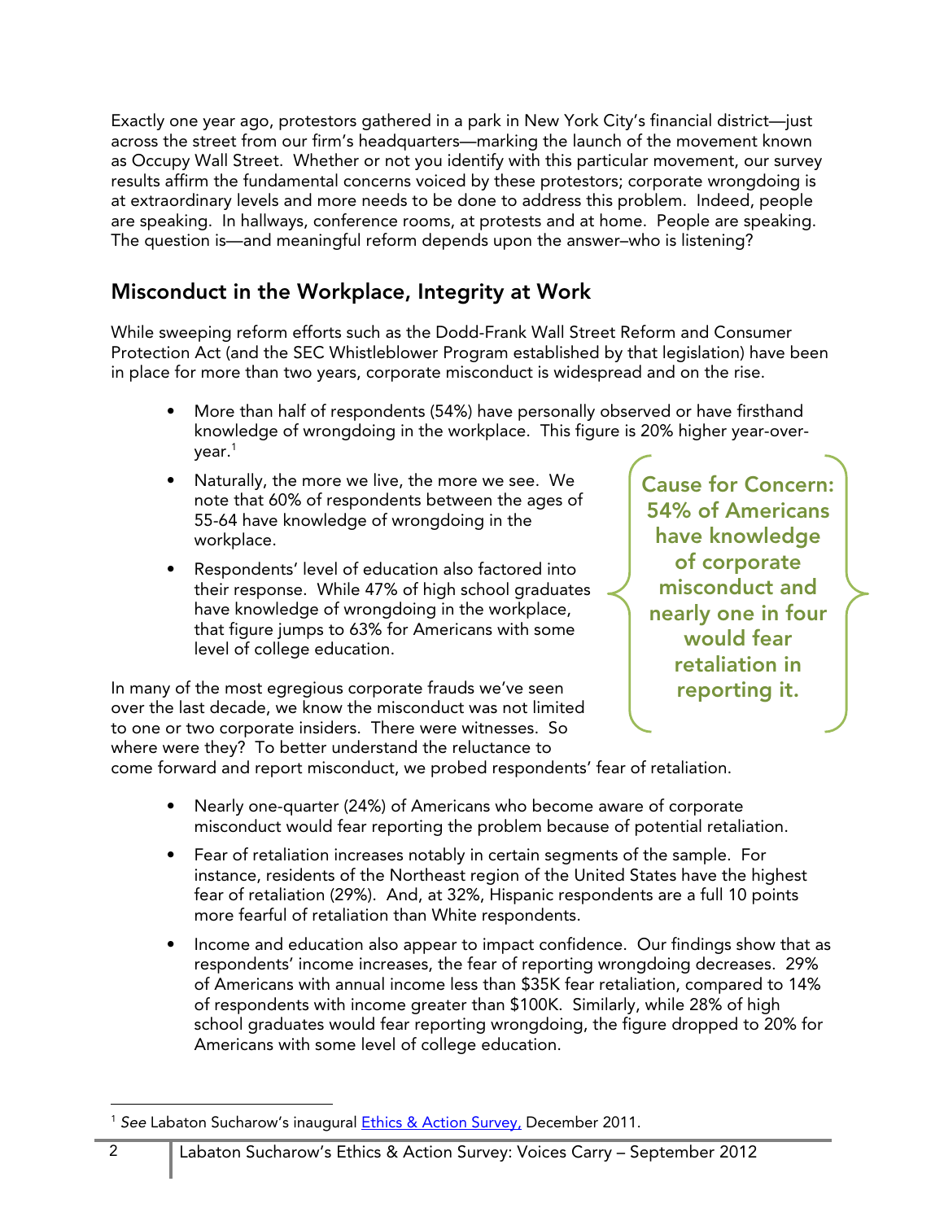Exactly one year ago, protestors gathered in a park in New York City's financial district—just across the street from our firm's headquarters—marking the launch of the movement known as Occupy Wall Street. Whether or not you identify with this particular movement, our survey results affirm the fundamental concerns voiced by these protestors; corporate wrongdoing is at extraordinary levels and more needs to be done to address this problem. Indeed, people are speaking. In hallways, conference rooms, at protests and at home. People are speaking. The question is—and meaningful reform depends upon the answer–who is listening?

## Misconduct in the Workplace, Integrity at Work

While sweeping reform efforts such as the Dodd-Frank Wall Street Reform and Consumer Protection Act (and the SEC Whistleblower Program established by that legislation) have been in place for more than two years, corporate misconduct is widespread and on the rise.

- More than half of respondents (54%) have personally observed or have firsthand knowledge of wrongdoing in the workplace. This figure is 20% higher year-over-year.[1]
- Naturally, the more we live, the more we see. We note that 60% of respondents between the ages of 55-64 have knowledge of wrongdoing in the workplace.
- Respondents' level of education also factored into their response. While 47% of high school graduates have knowledge of wrongdoing in the workplace, that figure jumps to 63% for Americans with some level of college education.

**Cause for Concern: 54% of Americans have knowledge of corporate misconduct and nearly one in four would fear retaliation in reporting it.**

In many of the most egregious corporate frauds we've seen over the last decade, we know the misconduct was not limited to one or two corporate insiders. There were witnesses. So where were they? To better understand the reluctance to come forward and report misconduct, we probed respondents' fear of retaliation.

- Nearly one-quarter (24%) of Americans who become aware of corporate misconduct would fear reporting the problem because of potential retaliation.
- Fear of retaliation increases notably in certain segments of the sample. For instance, residents of the Northeast region of the United States have the highest fear of retaliation (29%). And, at 32%, Hispanic respondents are a full 10 points more fearful of retaliation than White respondents.
- Income and education also appear to impact confidence. Our findings show that as respondents' income increases, the fear of reporting wrongdoing decreases. 29% of Americans with annual income less than $35K fear retaliation, compared to 14% of respondents with income greater than $100K. Similarly, while 28% of high school graduates would fear reporting wrongdoing, the figure dropped to 20% for Americans with some level of college education.

[1] *See* Labaton Sucharow's inaugural Ethics & Action Survey, December 2011.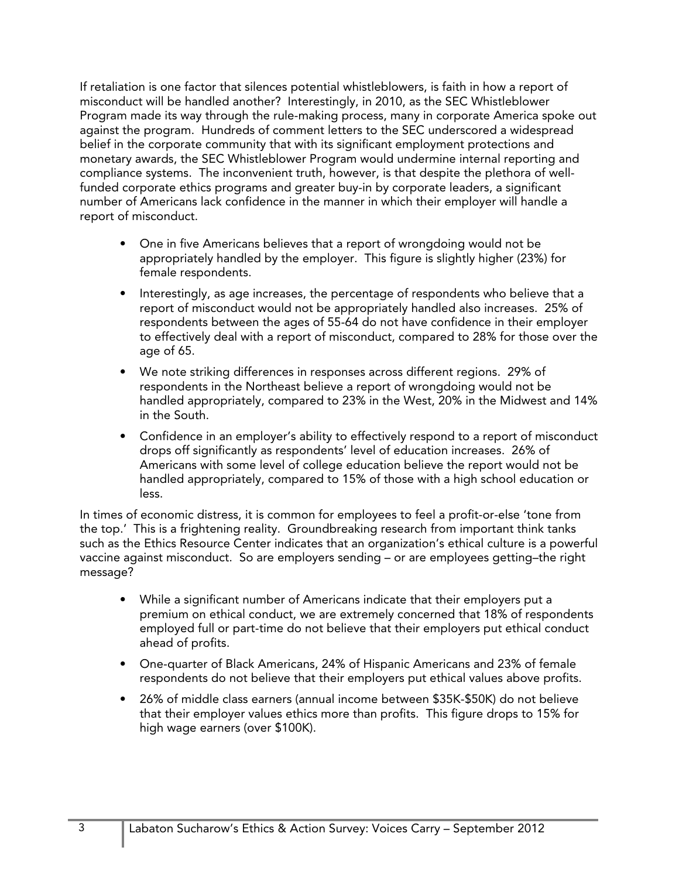If retaliation is one factor that silences potential whistleblowers, is faith in how a report of misconduct will be handled another? Interestingly, in 2010, as the SEC Whistleblower Program made its way through the rule-making process, many in corporate America spoke out against the program. Hundreds of comment letters to the SEC underscored a widespread belief in the corporate community that with its significant employment protections and monetary awards, the SEC Whistleblower Program would undermine internal reporting and compliance systems. The inconvenient truth, however, is that despite the plethora of well-funded corporate ethics programs and greater buy-in by corporate leaders, a significant number of Americans lack confidence in the manner in which their employer will handle a report of misconduct.

- One in five Americans believes that a report of wrongdoing would not be appropriately handled by the employer. This figure is slightly higher (23%) for female respondents.
- Interestingly, as age increases, the percentage of respondents who believe that a report of misconduct would not be appropriately handled also increases. 25% of respondents between the ages of 55-64 do not have confidence in their employer to effectively deal with a report of misconduct, compared to 28% for those over the age of 65.
- We note striking differences in responses across different regions. 29% of respondents in the Northeast believe a report of wrongdoing would not be handled appropriately, compared to 23% in the West, 20% in the Midwest and 14% in the South.
- Confidence in an employer's ability to effectively respond to a report of misconduct drops off significantly as respondents' level of education increases. 26% of Americans with some level of college education believe the report would not be handled appropriately, compared to 15% of those with a high school education or less.

In times of economic distress, it is common for employees to feel a profit-or-else 'tone from the top.' This is a frightening reality. Groundbreaking research from important think tanks such as the Ethics Resource Center indicates that an organization's ethical culture is a powerful vaccine against misconduct. So are employers sending – or are employees getting–the right message?

- While a significant number of Americans indicate that their employers put a premium on ethical conduct, we are extremely concerned that 18% of respondents employed full or part-time do not believe that their employers put ethical conduct ahead of profits.
- One-quarter of Black Americans, 24% of Hispanic Americans and 23% of female respondents do not believe that their employers put ethical values above profits.
- 26% of middle class earners (annual income between $35K-$50K) do not believe that their employer values ethics more than profits. This figure drops to 15% for high wage earners (over $100K).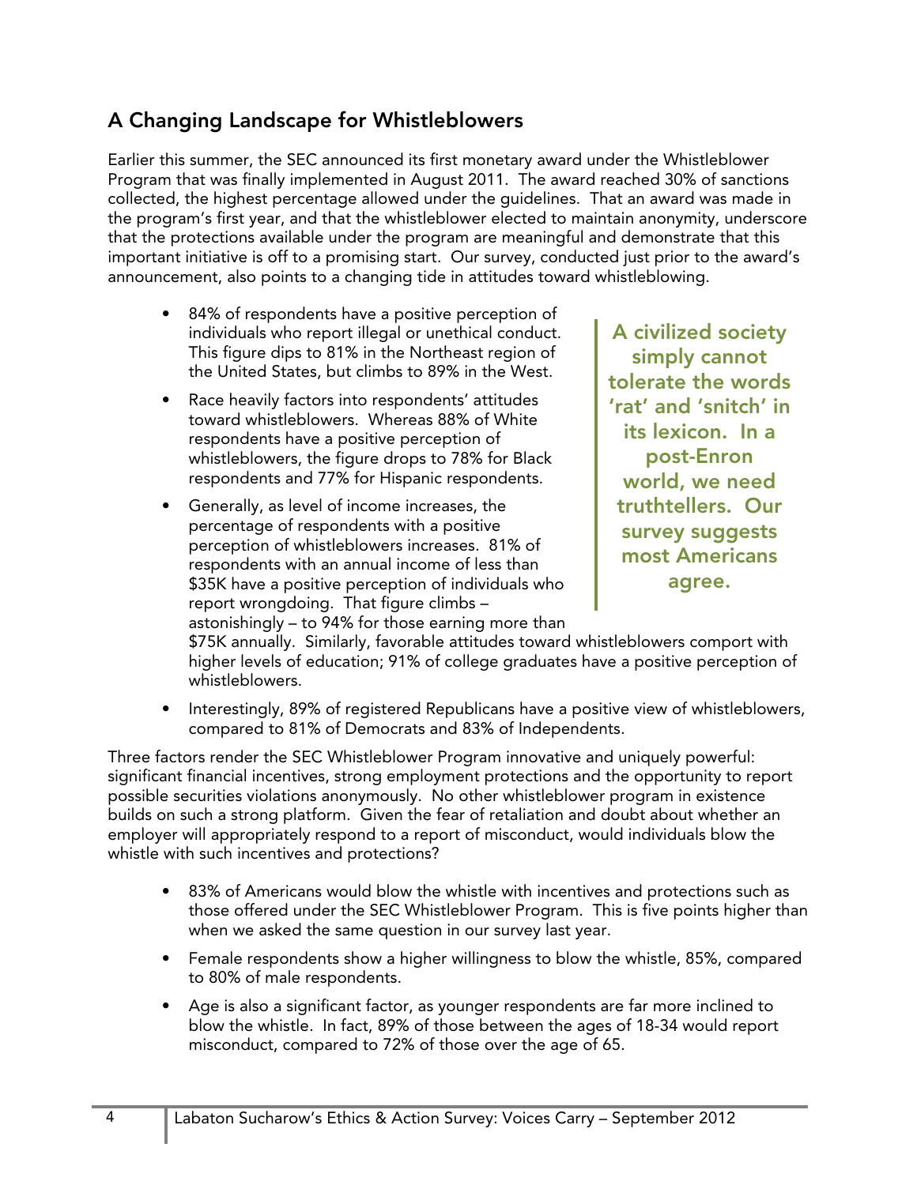## A Changing Landscape for Whistleblowers

Earlier this summer, the SEC announced its first monetary award under the Whistleblower Program that was finally implemented in August 2011. The award reached 30% of sanctions collected, the highest percentage allowed under the guidelines. That an award was made in the program's first year, and that the whistleblower elected to maintain anonymity, underscore that the protections available under the program are meaningful and demonstrate that this important initiative is off to a promising start. Our survey, conducted just prior to the award's announcement, also points to a changing tide in attitudes toward whistleblowing.

- 84% of respondents have a positive perception of individuals who report illegal or unethical conduct. This figure dips to 81% in the Northeast region of the United States, but climbs to 89% in the West.
- Race heavily factors into respondents' attitudes toward whistleblowers. Whereas 88% of White respondents have a positive perception of whistleblowers, the figure drops to 78% for Black respondents and 77% for Hispanic respondents.
- Generally, as level of income increases, the percentage of respondents with a positive perception of whistleblowers increases. 81% of respondents with an annual income of less than $35K have a positive perception of individuals who report wrongdoing. That figure climbs – astonishingly – to 94% for those earning more than $75K annually. Similarly, favorable attitudes toward whistleblowers comport with higher levels of education; 91% of college graduates have a positive perception of whistleblowers.
- Interestingly, 89% of registered Republicans have a positive view of whistleblowers, compared to 81% of Democrats and 83% of Independents.

**A civilized society simply cannot tolerate the words 'rat' and 'snitch' in its lexicon. In a post-Enron world, we need truthtellers. Our survey suggests most Americans agree.**

Three factors render the SEC Whistleblower Program innovative and uniquely powerful: significant financial incentives, strong employment protections and the opportunity to report possible securities violations anonymously. No other whistleblower program in existence builds on such a strong platform. Given the fear of retaliation and doubt about whether an employer will appropriately respond to a report of misconduct, would individuals blow the whistle with such incentives and protections?

- 83% of Americans would blow the whistle with incentives and protections such as those offered under the SEC Whistleblower Program. This is five points higher than when we asked the same question in our survey last year.
- Female respondents show a higher willingness to blow the whistle, 85%, compared to 80% of male respondents.
- Age is also a significant factor, as younger respondents are far more inclined to blow the whistle. In fact, 89% of those between the ages of 18-34 would report misconduct, compared to 72% of those over the age of 65.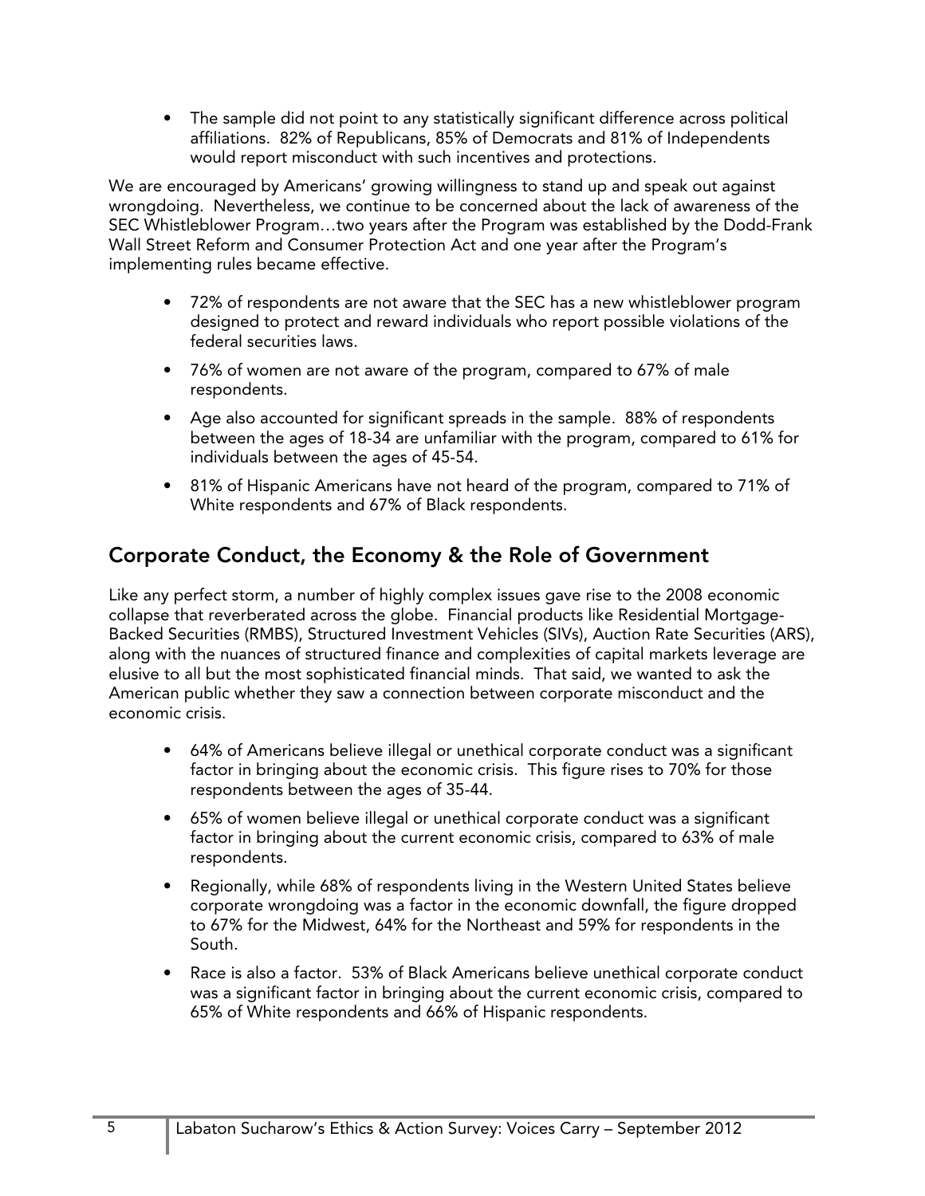- The sample did not point to any statistically significant difference across political affiliations. 82% of Republicans, 85% of Democrats and 81% of Independents would report misconduct with such incentives and protections.

We are encouraged by Americans' growing willingness to stand up and speak out against wrongdoing. Nevertheless, we continue to be concerned about the lack of awareness of the SEC Whistleblower Program…two years after the Program was established by the Dodd-Frank Wall Street Reform and Consumer Protection Act and one year after the Program's implementing rules became effective.

- 72% of respondents are not aware that the SEC has a new whistleblower program designed to protect and reward individuals who report possible violations of the federal securities laws.
- 76% of women are not aware of the program, compared to 67% of male respondents.
- Age also accounted for significant spreads in the sample. 88% of respondents between the ages of 18-34 are unfamiliar with the program, compared to 61% for individuals between the ages of 45-54.
- 81% of Hispanic Americans have not heard of the program, compared to 71% of White respondents and 67% of Black respondents.

## Corporate Conduct, the Economy & the Role of Government

Like any perfect storm, a number of highly complex issues gave rise to the 2008 economic collapse that reverberated across the globe. Financial products like Residential Mortgage-Backed Securities (RMBS), Structured Investment Vehicles (SIVs), Auction Rate Securities (ARS), along with the nuances of structured finance and complexities of capital markets leverage are elusive to all but the most sophisticated financial minds. That said, we wanted to ask the American public whether they saw a connection between corporate misconduct and the economic crisis.

- 64% of Americans believe illegal or unethical corporate conduct was a significant factor in bringing about the economic crisis. This figure rises to 70% for those respondents between the ages of 35-44.
- 65% of women believe illegal or unethical corporate conduct was a significant factor in bringing about the current economic crisis, compared to 63% of male respondents.
- Regionally, while 68% of respondents living in the Western United States believe corporate wrongdoing was a factor in the economic downfall, the figure dropped to 67% for the Midwest, 64% for the Northeast and 59% for respondents in the South.
- Race is also a factor. 53% of Black Americans believe unethical corporate conduct was a significant factor in bringing about the current economic crisis, compared to 65% of White respondents and 66% of Hispanic respondents.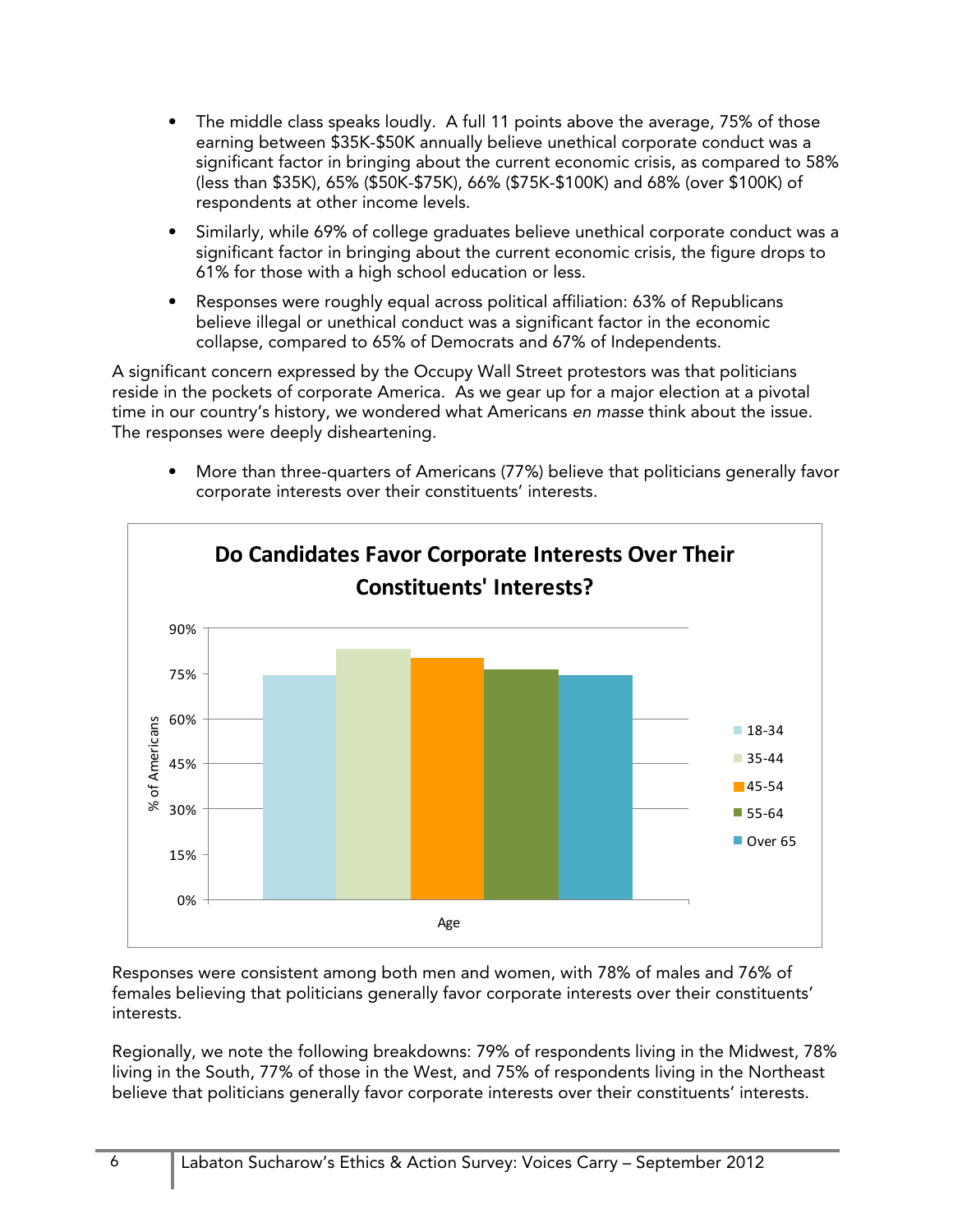- The middle class speaks loudly. A full 11 points above the average, 75% of those earning between $35K-$50K annually believe unethical corporate conduct was a significant factor in bringing about the current economic crisis, as compared to 58% (less than $35K), 65% ($50K-$75K), 66% ($75K-$100K) and 68% (over $100K) of respondents at other income levels.
- Similarly, while 69% of college graduates believe unethical corporate conduct was a significant factor in bringing about the current economic crisis, the figure drops to 61% for those with a high school education or less.
- Responses were roughly equal across political affiliation: 63% of Republicans believe illegal or unethical conduct was a significant factor in the economic collapse, compared to 65% of Democrats and 67% of Independents.

A significant concern expressed by the Occupy Wall Street protestors was that politicians reside in the pockets of corporate America. As we gear up for a major election at a pivotal time in our country's history, we wondered what Americans *en masse* think about the issue. The responses were deeply disheartening.

- More than three-quarters of Americans (77%) believe that politicians generally favor corporate interests over their constituents' interests.

**Do Candidates Favor Corporate Interests Over Their Constituents' Interests?**

Responses were consistent among both men and women, with 78% of males and 76% of females believing that politicians generally favor corporate interests over their constituents' interests.

Regionally, we note the following breakdowns: 79% of respondents living in the Midwest, 78% living in the South, 77% of those in the West, and 75% of respondents living in the Northeast believe that politicians generally favor corporate interests over their constituents' interests.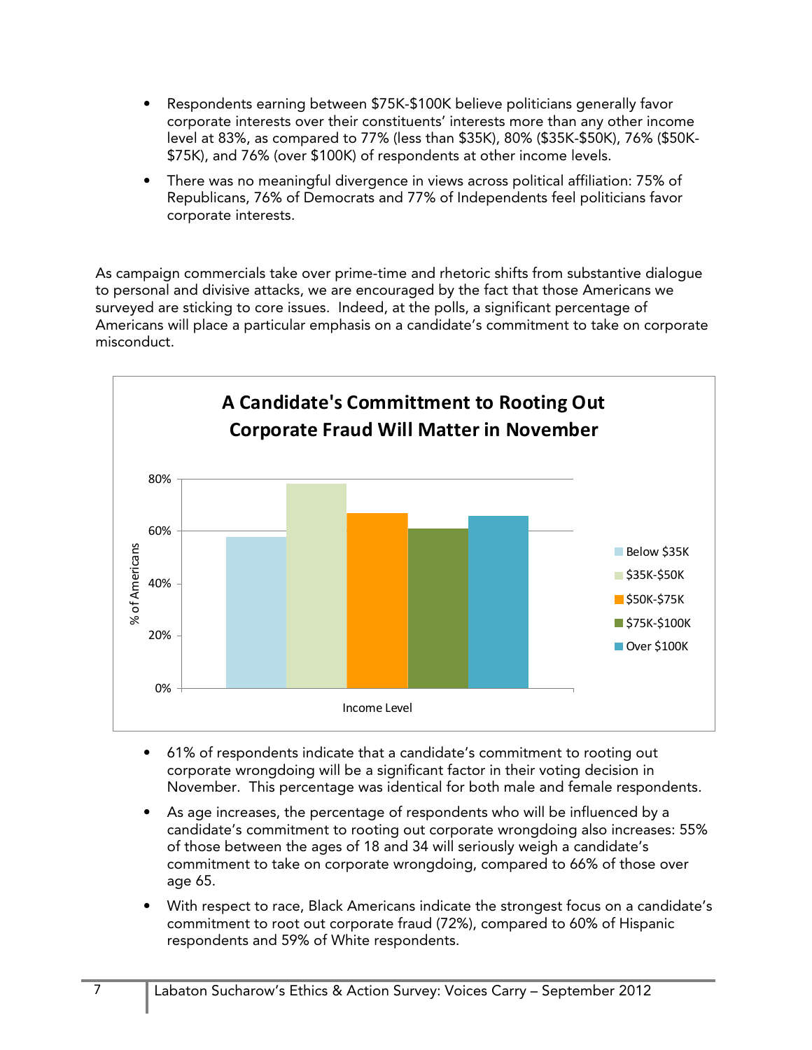- Respondents earning between $75K-$100K believe politicians generally favor corporate interests over their constituents' interests more than any other income level at 83%, as compared to 77% (less than $35K), 80% ($35K-$50K), 76% ($50K-$75K), and 76% (over $100K) of respondents at other income levels.
- There was no meaningful divergence in views across political affiliation: 75% of Republicans, 76% of Democrats and 77% of Independents feel politicians favor corporate interests.

As campaign commercials take over prime-time and rhetoric shifts from substantive dialogue to personal and divisive attacks, we are encouraged by the fact that those Americans we surveyed are sticking to core issues. Indeed, at the polls, a significant percentage of Americans will place a particular emphasis on a candidate's commitment to take on corporate misconduct.

**A Candidate's Committment to Rooting Out Corporate Fraud Will Matter in November**

| Income Level | % of Americans |
|---|---|
| Below $35K | ~58% |
| $35K-$50K | ~78% |
| $50K-$75K | ~67% |
| $75K-$100K | ~61% |
| Over $100K | ~66% |

- 61% of respondents indicate that a candidate's commitment to rooting out corporate wrongdoing will be a significant factor in their voting decision in November. This percentage was identical for both male and female respondents.
- As age increases, the percentage of respondents who will be influenced by a candidate's commitment to rooting out corporate wrongdoing also increases: 55% of those between the ages of 18 and 34 will seriously weigh a candidate's commitment to take on corporate wrongdoing, compared to 66% of those over age 65.
- With respect to race, Black Americans indicate the strongest focus on a candidate's commitment to root out corporate fraud (72%), compared to 60% of Hispanic respondents and 59% of White respondents.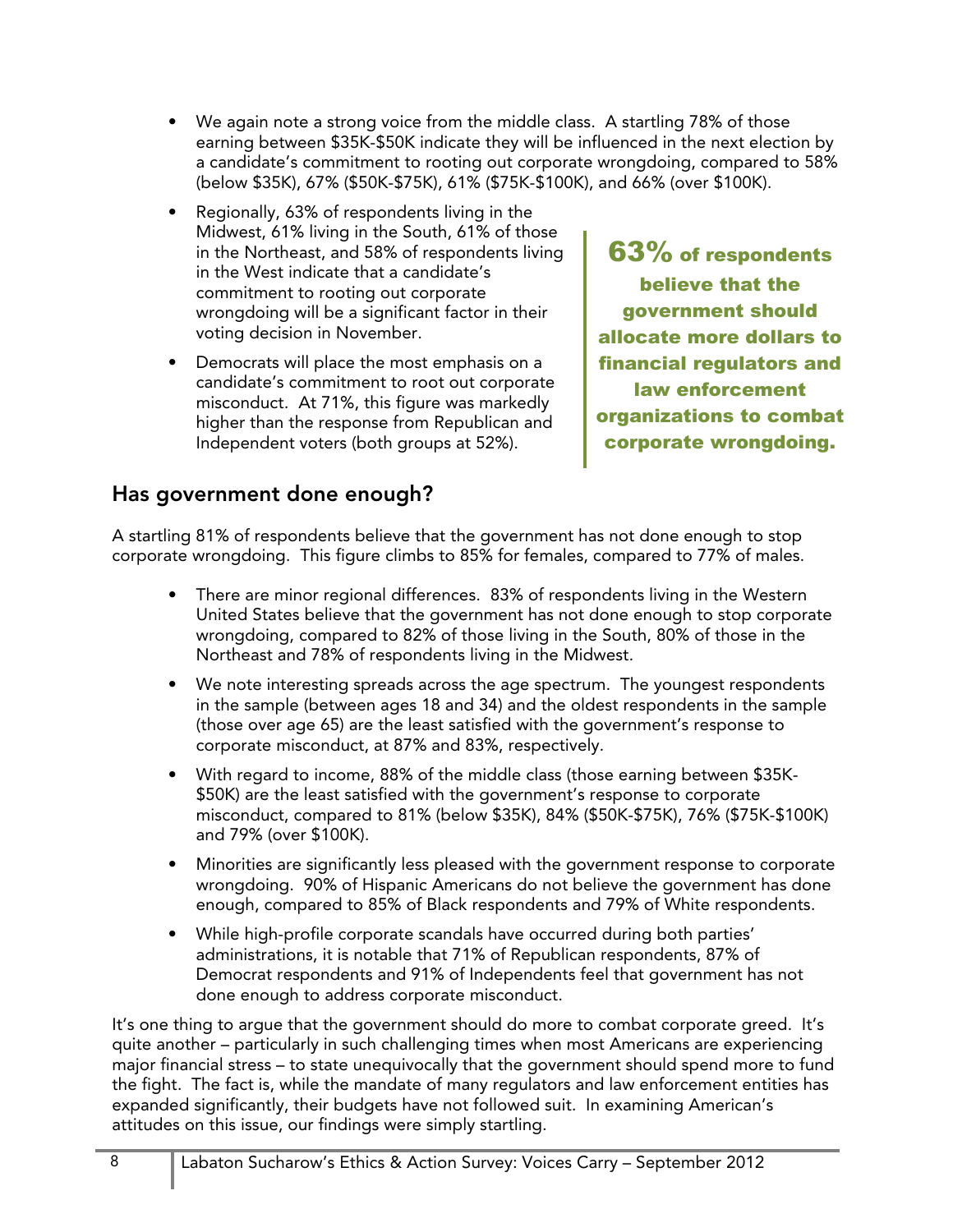- We again note a strong voice from the middle class. A startling 78% of those earning between $35K-$50K indicate they will be influenced in the next election by a candidate's commitment to rooting out corporate wrongdoing, compared to 58% (below $35K), 67% ($50K-$75K), 61% ($75K-$100K), and 66% (over $100K).
- Regionally, 63% of respondents living in the Midwest, 61% living in the South, 61% of those in the Northeast, and 58% of respondents living in the West indicate that a candidate's commitment to rooting out corporate wrongdoing will be a significant factor in their voting decision in November.
- Democrats will place the most emphasis on a candidate's commitment to root out corporate misconduct. At 71%, this figure was markedly higher than the response from Republican and Independent voters (both groups at 52%).

**63% of respondents believe that the government should allocate more dollars to financial regulators and law enforcement organizations to combat corporate wrongdoing.**

## Has government done enough?

A startling 81% of respondents believe that the government has not done enough to stop corporate wrongdoing. This figure climbs to 85% for females, compared to 77% of males.

- There are minor regional differences. 83% of respondents living in the Western United States believe that the government has not done enough to stop corporate wrongdoing, compared to 82% of those living in the South, 80% of those in the Northeast and 78% of respondents living in the Midwest.
- We note interesting spreads across the age spectrum. The youngest respondents in the sample (between ages 18 and 34) and the oldest respondents in the sample (those over age 65) are the least satisfied with the government's response to corporate misconduct, at 87% and 83%, respectively.
- With regard to income, 88% of the middle class (those earning between $35K-$50K) are the least satisfied with the government's response to corporate misconduct, compared to 81% (below $35K), 84% ($50K-$75K), 76% ($75K-$100K) and 79% (over $100K).
- Minorities are significantly less pleased with the government response to corporate wrongdoing. 90% of Hispanic Americans do not believe the government has done enough, compared to 85% of Black respondents and 79% of White respondents.
- While high-profile corporate scandals have occurred during both parties' administrations, it is notable that 71% of Republican respondents, 87% of Democrat respondents and 91% of Independents feel that government has not done enough to address corporate misconduct.

It's one thing to argue that the government should do more to combat corporate greed. It's quite another – particularly in such challenging times when most Americans are experiencing major financial stress – to state unequivocally that the government should spend more to fund the fight. The fact is, while the mandate of many regulators and law enforcement entities has expanded significantly, their budgets have not followed suit. In examining American's attitudes on this issue, our findings were simply startling.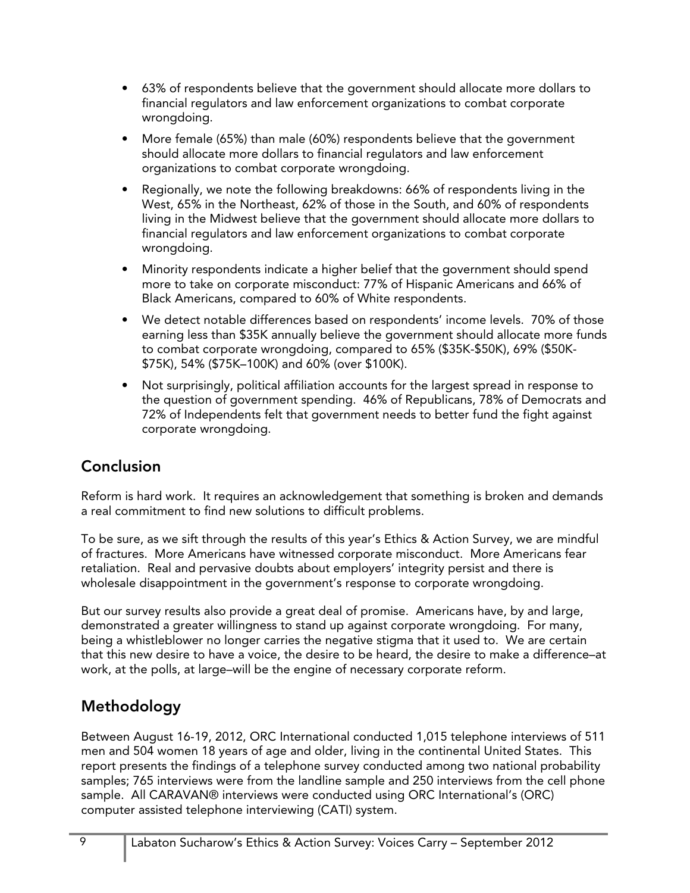- 63% of respondents believe that the government should allocate more dollars to financial regulators and law enforcement organizations to combat corporate wrongdoing.
- More female (65%) than male (60%) respondents believe that the government should allocate more dollars to financial regulators and law enforcement organizations to combat corporate wrongdoing.
- Regionally, we note the following breakdowns: 66% of respondents living in the West, 65% in the Northeast, 62% of those in the South, and 60% of respondents living in the Midwest believe that the government should allocate more dollars to financial regulators and law enforcement organizations to combat corporate wrongdoing.
- Minority respondents indicate a higher belief that the government should spend more to take on corporate misconduct: 77% of Hispanic Americans and 66% of Black Americans, compared to 60% of White respondents.
- We detect notable differences based on respondents' income levels. 70% of those earning less than $35K annually believe the government should allocate more funds to combat corporate wrongdoing, compared to 65% ($35K-$50K), 69% ($50K-$75K), 54% ($75K–100K) and 60% (over $100K).
- Not surprisingly, political affiliation accounts for the largest spread in response to the question of government spending. 46% of Republicans, 78% of Democrats and 72% of Independents felt that government needs to better fund the fight against corporate wrongdoing.

## Conclusion

Reform is hard work. It requires an acknowledgement that something is broken and demands a real commitment to find new solutions to difficult problems.

To be sure, as we sift through the results of this year's Ethics & Action Survey, we are mindful of fractures. More Americans have witnessed corporate misconduct. More Americans fear retaliation. Real and pervasive doubts about employers' integrity persist and there is wholesale disappointment in the government's response to corporate wrongdoing.

But our survey results also provide a great deal of promise. Americans have, by and large, demonstrated a greater willingness to stand up against corporate wrongdoing. For many, being a whistleblower no longer carries the negative stigma that it used to. We are certain that this new desire to have a voice, the desire to be heard, the desire to make a difference–at work, at the polls, at large–will be the engine of necessary corporate reform.

## Methodology

Between August 16-19, 2012, ORC International conducted 1,015 telephone interviews of 511 men and 504 women 18 years of age and older, living in the continental United States. This report presents the findings of a telephone survey conducted among two national probability samples; 765 interviews were from the landline sample and 250 interviews from the cell phone sample. All CARAVAN® interviews were conducted using ORC International's (ORC) computer assisted telephone interviewing (CATI) system.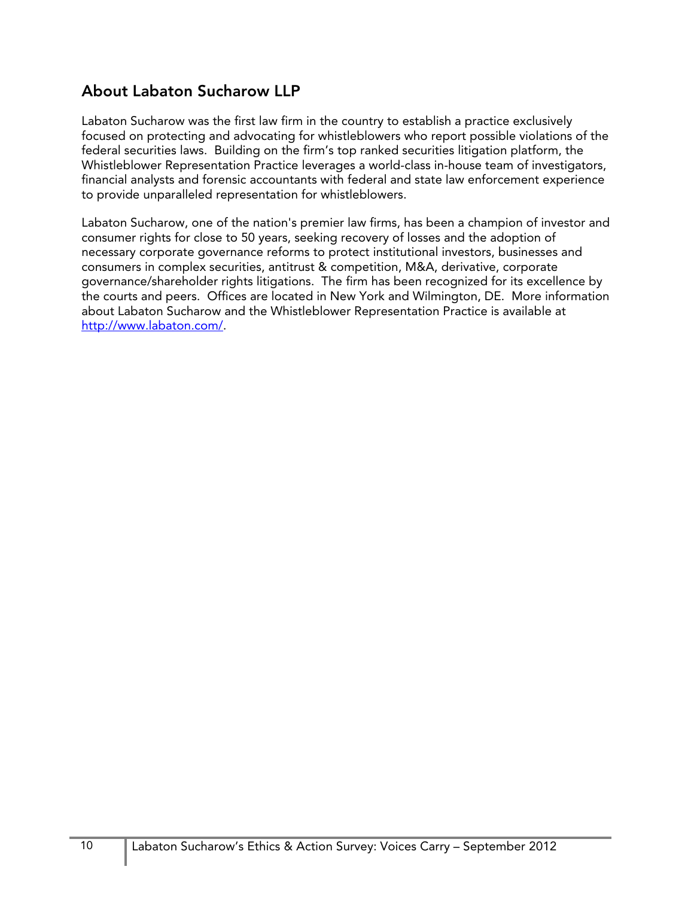## About Labaton Sucharow LLP

Labaton Sucharow was the first law firm in the country to establish a practice exclusively focused on protecting and advocating for whistleblowers who report possible violations of the federal securities laws. Building on the firm's top ranked securities litigation platform, the Whistleblower Representation Practice leverages a world-class in-house team of investigators, financial analysts and forensic accountants with federal and state law enforcement experience to provide unparalleled representation for whistleblowers.

Labaton Sucharow, one of the nation's premier law firms, has been a champion of investor and consumer rights for close to 50 years, seeking recovery of losses and the adoption of necessary corporate governance reforms to protect institutional investors, businesses and consumers in complex securities, antitrust & competition, M&A, derivative, corporate governance/shareholder rights litigations. The firm has been recognized for its excellence by the courts and peers. Offices are located in New York and Wilmington, DE. More information about Labaton Sucharow and the Whistleblower Representation Practice is available at [http://www.labaton.com/](http://www.labaton.com/).